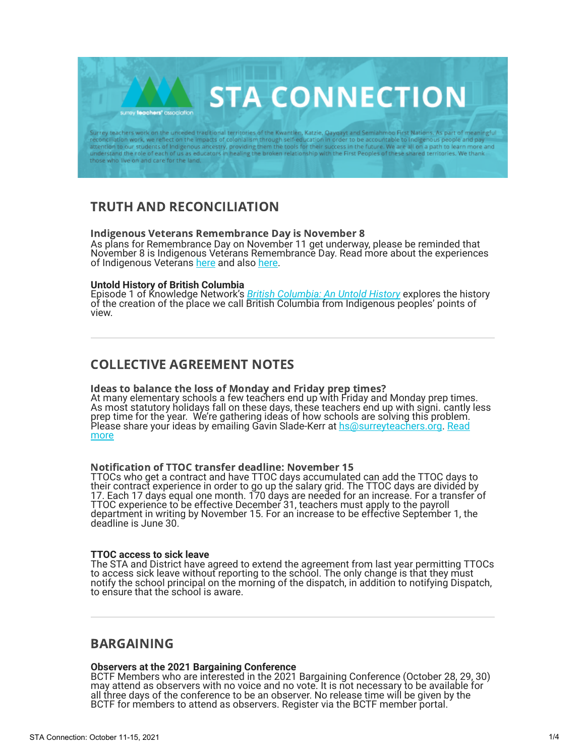# STA CONNECTION

Surrey teachers work on the unceded traditional territories of the Kwantlen, Katzie, Qayqayt and Semiahmoo First Nations. As part of meaningful reconciliation work, we reflect on the impacts of colonialism through self-education in order to be accountable to Indigenous people and pay attention to our students of Indigenous ancestry, providing them the tools for their success in the future. We are all on a path to learn more and understand the role of each of us as educators in healing the broken relationship with the First Peoples of these shared territories. We thank those who live on and care for the land.

## TRUTH AND RECONCILIATION

### Indigenous Veterans Remembrance Day is November 8

As plans for Remembrance Day on November 11 get underway, please be reminded that November 8 is Indigenous Veterans Remembrance Day. Read more about the experiences of Indigenous Veterans here and also here.

**Untold History of British Columbia**

Episode 1 of Knowledge Network's *British Columbia: An Untold History* explores the history of the creation of the place we call British Columbia from Indigenous peoples' points of view.

---

## COLLECTIVE AGREEMENT NOTES

### Ideas to balance the loss of Monday and Friday prep times?

At many elementary schools a few teachers end up with Friday and Monday prep times. As most statutory holidays fall on these days, these teachers end up with signi. cantly less prep time for the year. We're gathering ideas of how schools are solving this problem. Please share your ideas by emailing Gavin Slade-Kerr at hs@surreyteachers.org. Read more

### Notification of TTOC transfer deadline: November 15

TTOCs who get a contract and have TTOC days accumulated can add the TTOC days to their contract experience in order to go up the salary grid. The TTOC days are divided by 17. Each 17 days equal one month. 170 days are needed for an increase. For a transfer of TTOC experience to be effective December 31, teachers must apply to the payroll department in writing by November 15. For an increase to be effective September 1, the deadline is June 30.

**TTOC access to sick leave**

The STA and District have agreed to extend the agreement from last year permitting TTOCs to access sick leave without reporting to the school. The only change is that they must notify the school principal on the morning of the dispatch, in addition to notifying Dispatch, to ensure that the school is aware.

---

## BARGAINING

**Observers at the 2021 Bargaining Conference**

BCTF Members who are interested in the 2021 Bargaining Conference (October 28, 29, 30) may attend as observers with no voice and no vote. It is not necessary to be available for all three days of the conference to be an observer. No release time will be given by the BCTF for members to attend as observers. Register via the BCTF member portal.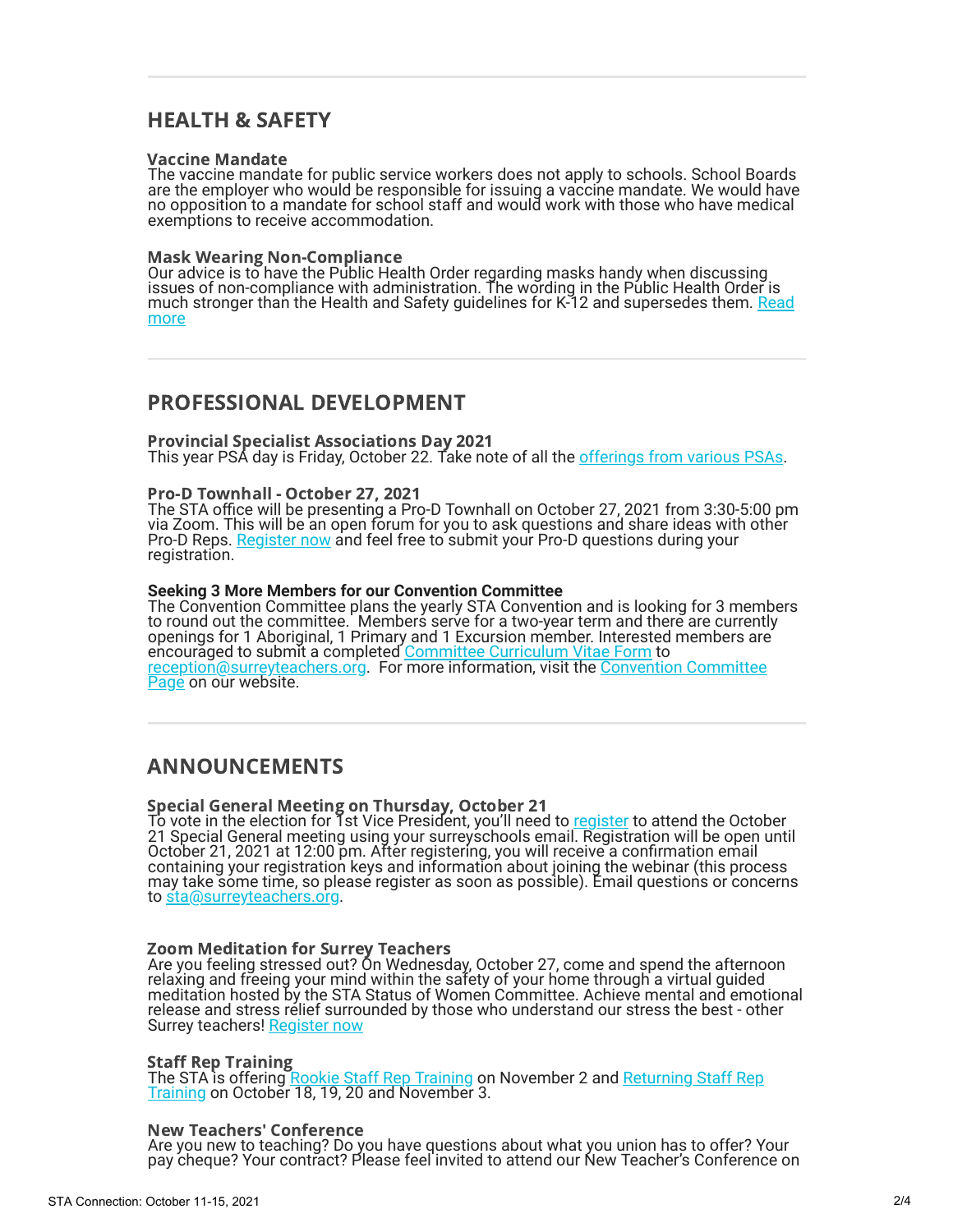## HEALTH & SAFETY

### Vaccine Mandate

The vaccine mandate for public service workers does not apply to schools. School Boards are the employer who would be responsible for issuing a vaccine mandate. We would have no opposition to a mandate for school staff and would work with those who have medical exemptions to receive accommodation.

### Mask Wearing Non-Compliance

Our advice is to have the Public Health Order regarding masks handy when discussing issues of non-compliance with administration. The wording in the Public Health Order is much stronger than the Health and Safety guidelines for K-12 and supersedes them. Read more

## PROFESSIONAL DEVELOPMENT

### Provincial Specialist Associations Day 2021

This year PSA day is Friday, October 22. Take note of all the offerings from various PSAs.

### Pro-D Townhall - October 27, 2021

The STA office will be presenting a Pro-D Townhall on October 27, 2021 from 3:30-5:00 pm via Zoom. This will be an open forum for you to ask questions and share ideas with other Pro-D Reps. Register now and feel free to submit your Pro-D questions during your registration.

### Seeking 3 More Members for our Convention Committee

The Convention Committee plans the yearly STA Convention and is looking for 3 members to round out the committee. Members serve for a two-year term and there are currently openings for 1 Aboriginal, 1 Primary and 1 Excursion member. Interested members are encouraged to submit a completed Committee Curriculum Vitae Form to reception@surreyteachers.org. For more information, visit the Convention Committee Page on our website.

## ANNOUNCEMENTS

### Special General Meeting on Thursday, October 21

To vote in the election for 1st Vice President, you'll need to register to attend the October 21 Special General meeting using your surreyschools email. Registration will be open until October 21, 2021 at 12:00 pm. After registering, you will receive a confirmation email containing your registration keys and information about joining the webinar (this process may take some time, so please register as soon as possible). Email questions or concerns to sta@surreyteachers.org.

### Zoom Meditation for Surrey Teachers

Are you feeling stressed out? On Wednesday, October 27, come and spend the afternoon relaxing and freeing your mind within the safety of your home through a virtual guided meditation hosted by the STA Status of Women Committee. Achieve mental and emotional release and stress relief surrounded by those who understand our stress the best - other Surrey teachers! Register now

### Staff Rep Training

The STA is offering Rookie Staff Rep Training on November 2 and Returning Staff Rep Training on October 18, 19, 20 and November 3.

### New Teachers' Conference

Are you new to teaching? Do you have questions about what you union has to offer? Your pay cheque? Your contract? Please feel invited to attend our New Teacher's Conference on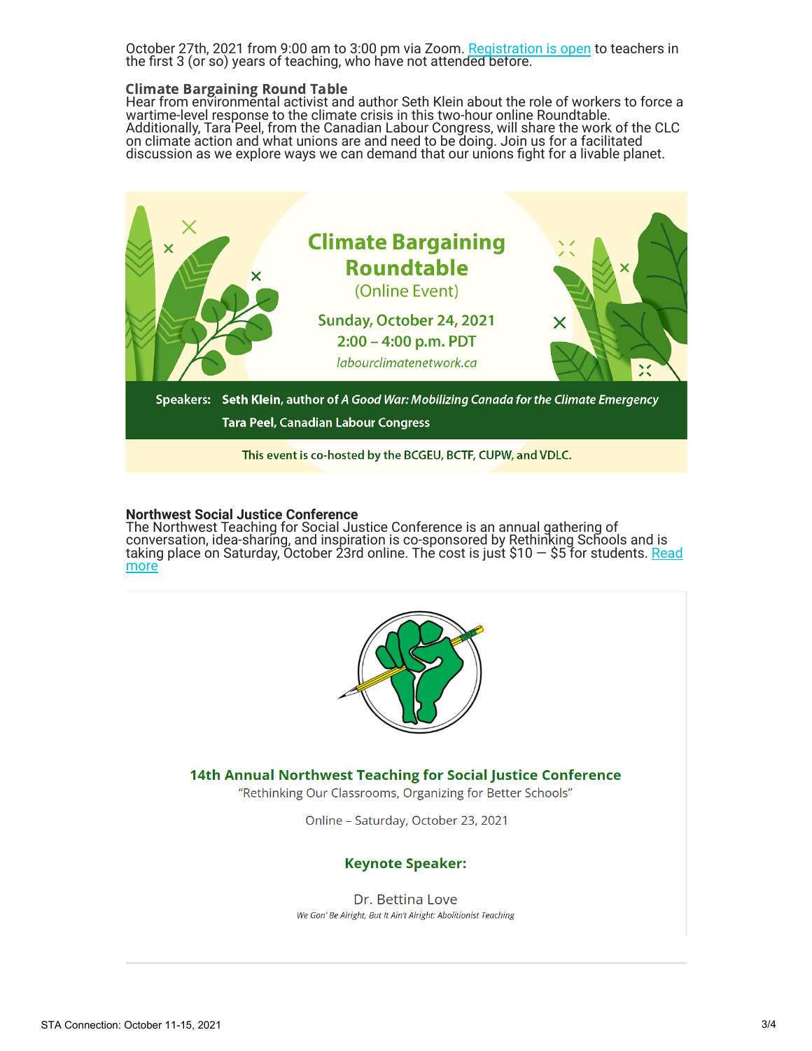October 27th, 2021 from 9:00 am to 3:00 pm via Zoom. Registration is open to teachers in the first 3 (or so) years of teaching, who have not attended before.

### Climate Bargaining Round Table

Hear from environmental activist and author Seth Klein about the role of workers to force a wartime-level response to the climate crisis in this two-hour online Roundtable. Additionally, Tara Peel, from the Canadian Labour Congress, will share the work of the CLC on climate action and what unions are and need to be doing. Join us for a facilitated discussion as we explore ways we can demand that our unions fight for a livable planet.

**Climate Bargaining Roundtable**
(Online Event)

Sunday, October 24, 2021
2:00 – 4:00 p.m. PDT
*labourclimatenetwork.ca*

Speakers: **Seth Klein**, author of *A Good War: Mobilizing Canada for the Climate Emergency*
**Tara Peel**, Canadian Labour Congress

This event is co-hosted by the BCGEU, BCTF, CUPW, and VDLC.

### Northwest Social Justice Conference

The Northwest Teaching for Social Justice Conference is an annual gathering of conversation, idea-sharing, and inspiration is co-sponsored by Rethinking Schools and is taking place on Saturday, October 23rd online. The cost is just $10 — $5 for students. Read more

**14th Annual Northwest Teaching for Social Justice Conference**
"Rethinking Our Classrooms, Organizing for Better Schools"

Online – Saturday, October 23, 2021

**Keynote Speaker:**

Dr. Bettina Love
*We Gon' Be Alright, But It Ain't Alright: Abolitionist Teaching*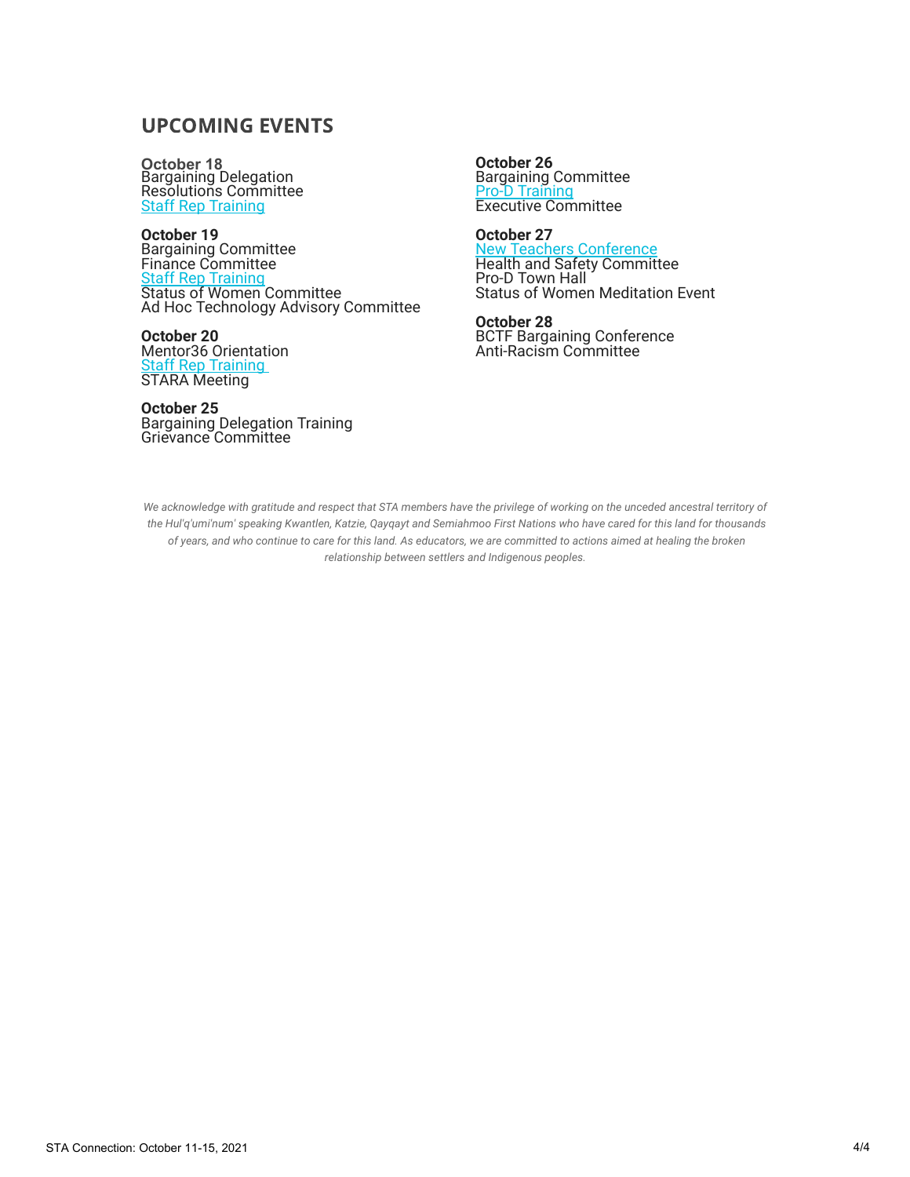## UPCOMING EVENTS

**October 18**
Bargaining Delegation
Resolutions Committee
Staff Rep Training

**October 19**
Bargaining Committee
Finance Committee
Staff Rep Training
Status of Women Committee
Ad Hoc Technology Advisory Committee

**October 20**
Mentor36 Orientation
Staff Rep Training
STARA Meeting

**October 25**
Bargaining Delegation Training
Grievance Committee

**October 26**
Bargaining Committee
Pro-D Training
Executive Committee

**October 27**
New Teachers Conference
Health and Safety Committee
Pro-D Town Hall
Status of Women Meditation Event

**October 28**
BCTF Bargaining Conference
Anti-Racism Committee

*We acknowledge with gratitude and respect that STA members have the privilege of working on the unceded ancestral territory of the Hul'q'umi'num' speaking Kwantlen, Katzie, Qayqayt and Semiahmoo First Nations who have cared for this land for thousands of years, and who continue to care for this land. As educators, we are committed to actions aimed at healing the broken relationship between settlers and Indigenous peoples.*